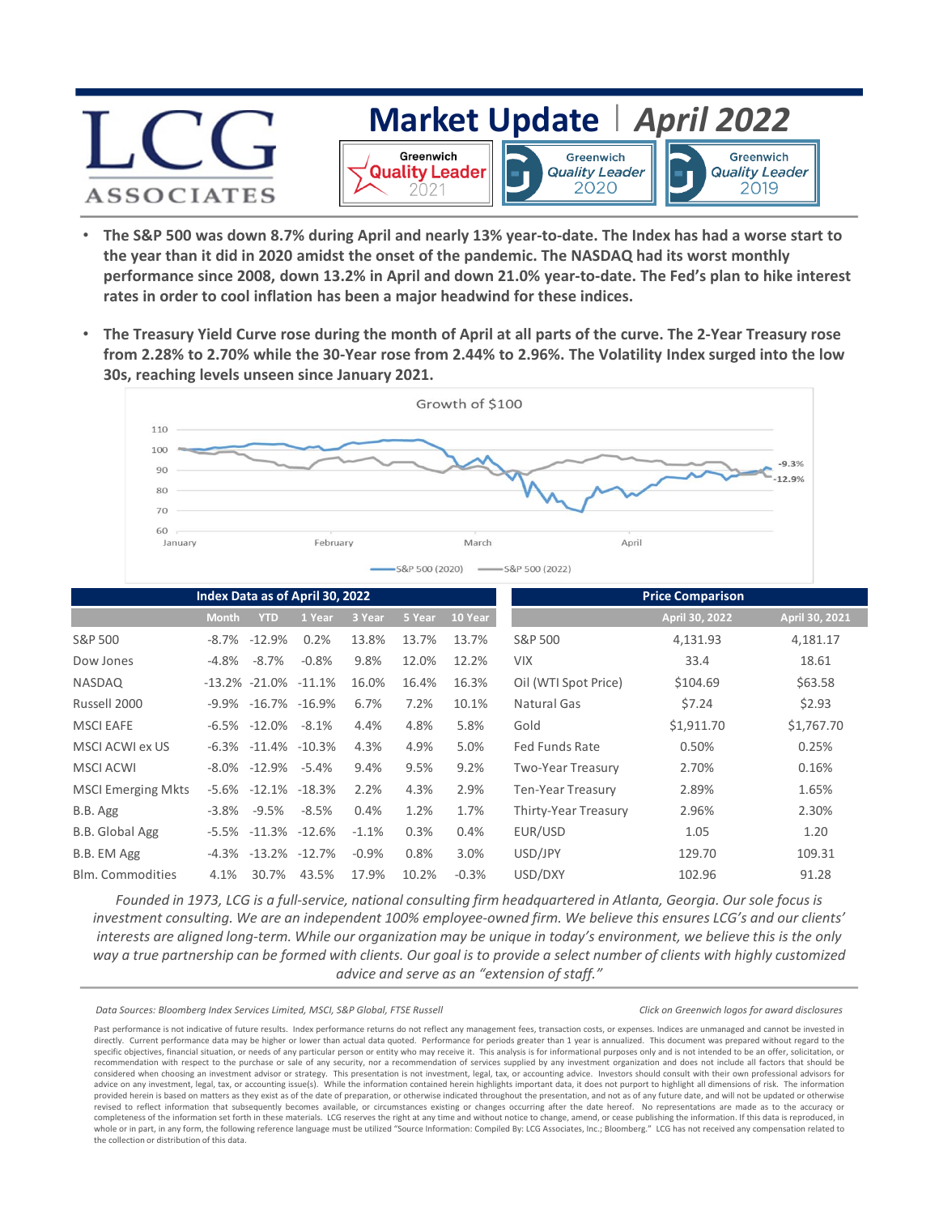# LCG ASSOCIATES

## Market Update | April 2022

Greenwich Quality Leader 2021 | Greenwich Quality Leader 2020 | Greenwich Quality Leader 2019

- **The S&P 500 was down 8.7% during April and nearly 13% year-to-date. The Index has had a worse start to the year than it did in 2020 amidst the onset of the pandemic. The NASDAQ had its worst monthly performance since 2008, down 13.2% in April and down 21.0% year-to-date. The Fed's plan to hike interest rates in order to cool inflation has been a major headwind for these indices.**

- **The Treasury Yield Curve rose during the month of April at all parts of the curve. The 2-Year Treasury rose from 2.28% to 2.70% while the 30-Year rose from 2.44% to 2.96%. The Volatility Index surged into the low 30s, reaching levels unseen since January 2021.**

Growth of $100

S&P 500 (2020): -9.3% | S&P 500 (2022): -12.9%

| Index Data as of April 30, 2022 | Month | YTD | 1 Year | 3 Year | 5 Year | 10 Year |
|---|---|---|---|---|---|---|
| S&P 500 | -8.7% | -12.9% | 0.2% | 13.8% | 13.7% | 13.7% |
| Dow Jones | -4.8% | -8.7% | -0.8% | 9.8% | 12.0% | 12.2% |
| NASDAQ | -13.2% | -21.0% | -11.1% | 16.0% | 16.4% | 16.3% |
| Russell 2000 | -9.9% | -16.7% | -16.9% | 6.7% | 7.2% | 10.1% |
| MSCI EAFE | -6.5% | -12.0% | -8.1% | 4.4% | 4.8% | 5.8% |
| MSCI ACWI ex US | -6.3% | -11.4% | -10.3% | 4.3% | 4.9% | 5.0% |
| MSCI ACWI | -8.0% | -12.9% | -5.4% | 9.4% | 9.5% | 9.2% |
| MSCI Emerging Mkts | -5.6% | -12.1% | -18.3% | 2.2% | 4.3% | 2.9% |
| B.B. Agg | -3.8% | -9.5% | -8.5% | 0.4% | 1.2% | 1.7% |
| B.B. Global Agg | -5.5% | -11.3% | -12.6% | -1.1% | 0.3% | 0.4% |
| B.B. EM Agg | -4.3% | -13.2% | -12.7% | -0.9% | 0.8% | 3.0% |
| Blm. Commodities | 4.1% | 30.7% | 43.5% | 17.9% | 10.2% | -0.3% |

| Price Comparison | April 30, 2022 | April 30, 2021 |
|---|---|---|
| S&P 500 | 4,131.93 | 4,181.17 |
| VIX | 33.4 | 18.61 |
| Oil (WTI Spot Price) | $104.69 | $63.58 |
| Natural Gas | $7.24 | $2.93 |
| Gold | $1,911.70 | $1,767.70 |
| Fed Funds Rate | 0.50% | 0.25% |
| Two-Year Treasury | 2.70% | 0.16% |
| Ten-Year Treasury | 2.89% | 1.65% |
| Thirty-Year Treasury | 2.96% | 2.30% |
| EUR/USD | 1.05 | 1.20 |
| USD/JPY | 129.70 | 109.31 |
| USD/DXY | 102.96 | 91.28 |

*Founded in 1973, LCG is a full-service, national consulting firm headquartered in Atlanta, Georgia. Our sole focus is investment consulting. We are an independent 100% employee-owned firm. We believe this ensures LCG's and our clients' interests are aligned long-term. While our organization may be unique in today's environment, we believe this is the only way a true partnership can be formed with clients. Our goal is to provide a select number of clients with highly customized advice and serve as an "extension of staff."*

*Data Sources: Bloomberg Index Services Limited, MSCI, S&P Global, FTSE Russell*

*Click on Greenwich logos for award disclosures*

Past performance is not indicative of future results. Index performance returns do not reflect any management fees, transaction costs, or expenses. Indices are unmanaged and cannot be invested in directly. Current performance data may be higher or lower than actual data quoted. Performance for periods greater than 1 year is annualized. This document was prepared without regard to the specific objectives, financial situation, or needs of any particular person or entity who may receive it. This analysis is for informational purposes only and is not intended to be an offer, solicitation, or recommendation with respect to the purchase or sale of any security, nor a recommendation of services supplied by any investment organization and does not include all factors that should be considered when choosing an investment advisor or strategy. This presentation is not investment, legal, tax, or accounting advice. Investors should consult with their own professional advisors for advice on any investment, legal, tax, or accounting issue(s). While the information contained herein highlights important data, it does not purport to highlight all dimensions of risk. The information provided herein is based on matters as they exist as of the date of preparation, or otherwise indicated throughout the presentation, and not as of any future date, and will not be updated or otherwise revised to reflect information that subsequently becomes available, or circumstances existing or changes occurring after the date hereof. No representations are made as to the accuracy or completeness of the information set forth in these materials. LCG reserves the right at any time and without notice to change, amend, or cease publishing the information. If this data is reproduced, in whole or in part, in any form, the following reference language must be utilized "Source Information: Compiled By: LCG Associates, Inc.; Bloomberg." LCG has not received any compensation related to the collection or distribution of this data.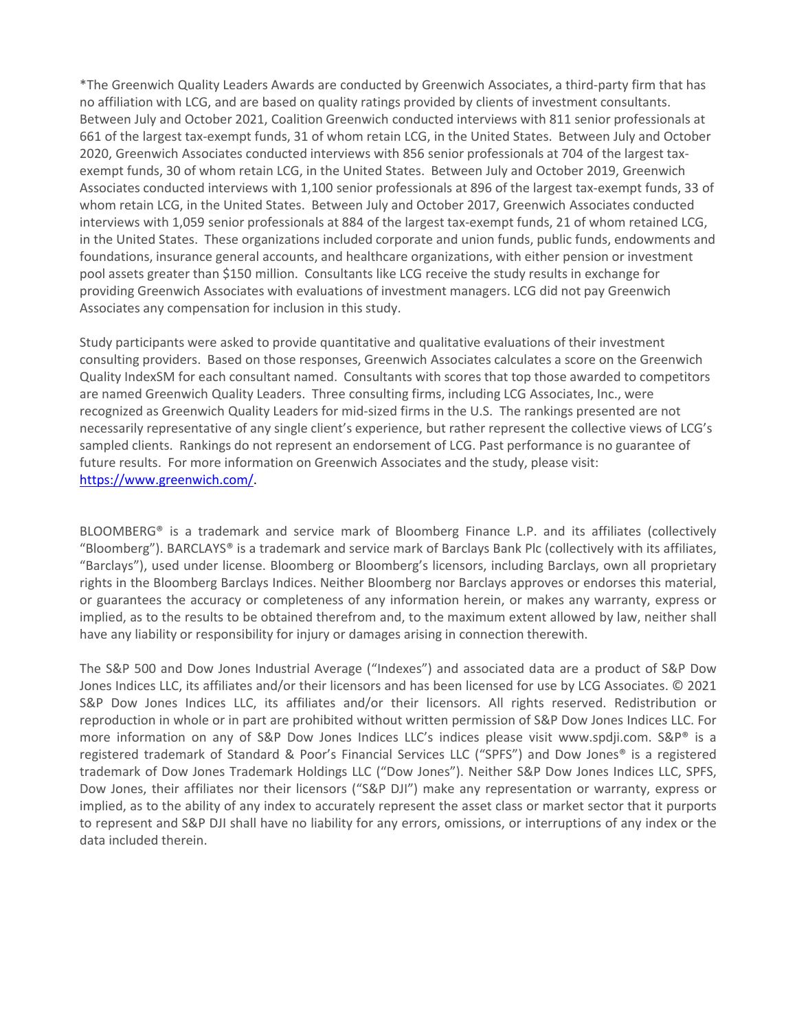*The Greenwich Quality Leaders Awards are conducted by Greenwich Associates, a third-party firm that has no affiliation with LCG, and are based on quality ratings provided by clients of investment consultants. Between July and October 2021, Coalition Greenwich conducted interviews with 811 senior professionals at 661 of the largest tax-exempt funds, 31 of whom retain LCG, in the United States. Between July and October 2020, Greenwich Associates conducted interviews with 856 senior professionals at 704 of the largest tax-exempt funds, 30 of whom retain LCG, in the United States. Between July and October 2019, Greenwich Associates conducted interviews with 1,100 senior professionals at 896 of the largest tax-exempt funds, 33 of whom retain LCG, in the United States. Between July and October 2017, Greenwich Associates conducted interviews with 1,059 senior professionals at 884 of the largest tax-exempt funds, 21 of whom retained LCG, in the United States. These organizations included corporate and union funds, public funds, endowments and foundations, insurance general accounts, and healthcare organizations, with either pension or investment pool assets greater than $150 million. Consultants like LCG receive the study results in exchange for providing Greenwich Associates with evaluations of investment managers. LCG did not pay Greenwich Associates any compensation for inclusion in this study.

Study participants were asked to provide quantitative and qualitative evaluations of their investment consulting providers. Based on those responses, Greenwich Associates calculates a score on the Greenwich Quality IndexSM for each consultant named. Consultants with scores that top those awarded to competitors are named Greenwich Quality Leaders. Three consulting firms, including LCG Associates, Inc., were recognized as Greenwich Quality Leaders for mid-sized firms in the U.S. The rankings presented are not necessarily representative of any single client's experience, but rather represent the collective views of LCG's sampled clients. Rankings do not represent an endorsement of LCG. Past performance is no guarantee of future results. For more information on Greenwich Associates and the study, please visit: [https://www.greenwich.com/](https://www.greenwich.com/).

BLOOMBERG® is a trademark and service mark of Bloomberg Finance L.P. and its affiliates (collectively "Bloomberg"). BARCLAYS® is a trademark and service mark of Barclays Bank Plc (collectively with its affiliates, "Barclays"), used under license. Bloomberg or Bloomberg's licensors, including Barclays, own all proprietary rights in the Bloomberg Barclays Indices. Neither Bloomberg nor Barclays approves or endorses this material, or guarantees the accuracy or completeness of any information herein, or makes any warranty, express or implied, as to the results to be obtained therefrom and, to the maximum extent allowed by law, neither shall have any liability or responsibility for injury or damages arising in connection therewith.

The S&P 500 and Dow Jones Industrial Average ("Indexes") and associated data are a product of S&P Dow Jones Indices LLC, its affiliates and/or their licensors and has been licensed for use by LCG Associates. © 2021 S&P Dow Jones Indices LLC, its affiliates and/or their licensors. All rights reserved. Redistribution or reproduction in whole or in part are prohibited without written permission of S&P Dow Jones Indices LLC. For more information on any of S&P Dow Jones Indices LLC's indices please visit www.spdji.com. S&P® is a registered trademark of Standard & Poor's Financial Services LLC ("SPFS") and Dow Jones® is a registered trademark of Dow Jones Trademark Holdings LLC ("Dow Jones"). Neither S&P Dow Jones Indices LLC, SPFS, Dow Jones, their affiliates nor their licensors ("S&P DJI") make any representation or warranty, express or implied, as to the ability of any index to accurately represent the asset class or market sector that it purports to represent and S&P DJI shall have no liability for any errors, omissions, or interruptions of any index or the data included therein.